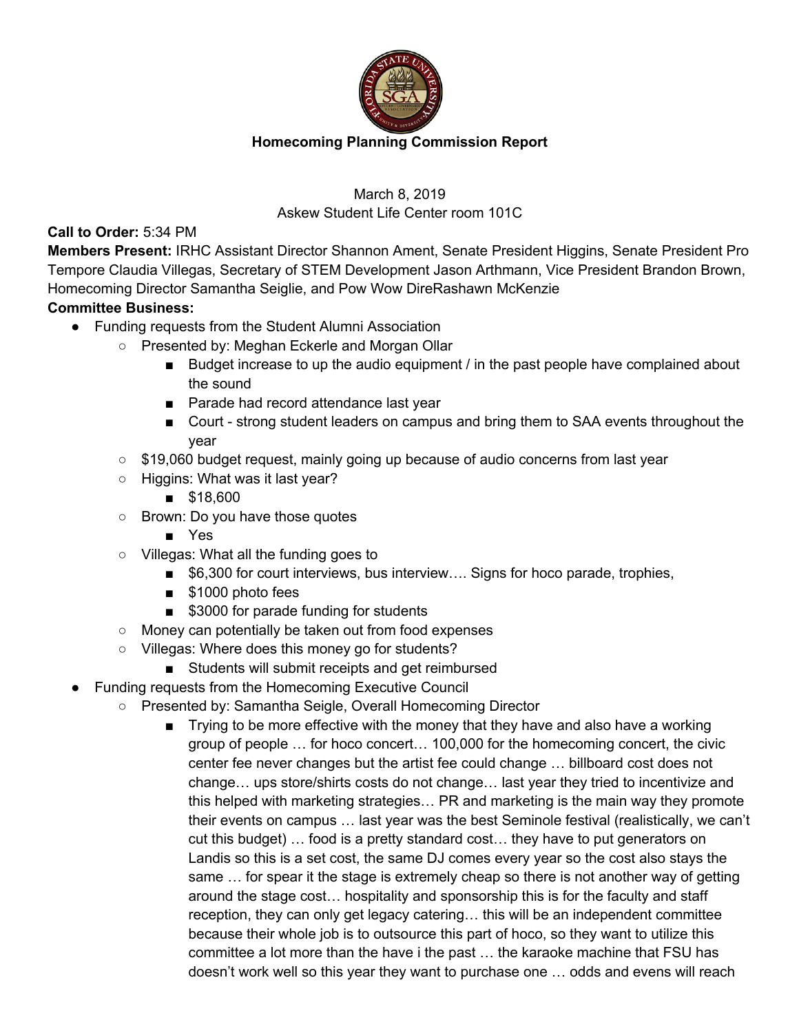## Homecoming Planning Commission Report

March 8, 2019
Askew Student Life Center room 101C

**Call to Order:** 5:34 PM

**Members Present:** IRHC Assistant Director Shannon Ament, Senate President Higgins, Senate President Pro Tempore Claudia Villegas, Secretary of STEM Development Jason Arthmann, Vice President Brandon Brown, Homecoming Director Samantha Seiglie, and Pow Wow DireRashawn McKenzie

**Committee Business:**

- Funding requests from the Student Alumni Association
  - Presented by: Meghan Eckerle and Morgan Ollar
    - Budget increase to up the audio equipment / in the past people have complained about the sound
    - Parade had record attendance last year
    - Court - strong student leaders on campus and bring them to SAA events throughout the year
  - $19,060 budget request, mainly going up because of audio concerns from last year
  - Higgins: What was it last year?
    - $18,600
  - Brown: Do you have those quotes
    - Yes
  - Villegas: What all the funding goes to
    - $6,300 for court interviews, bus interview…. Signs for hoco parade, trophies,
    - $1000 photo fees
    - $3000 for parade funding for students
  - Money can potentially be taken out from food expenses
  - Villegas: Where does this money go for students?
    - Students will submit receipts and get reimbursed
- Funding requests from the Homecoming Executive Council
  - Presented by: Samantha Seigle, Overall Homecoming Director
    - Trying to be more effective with the money that they have and also have a working group of people … for hoco concert… 100,000 for the homecoming concert, the civic center fee never changes but the artist fee could change … billboard cost does not change… ups store/shirts costs do not change… last year they tried to incentivize and this helped with marketing strategies… PR and marketing is the main way they promote their events on campus … last year was the best Seminole festival (realistically, we can't cut this budget) … food is a pretty standard cost… they have to put generators on Landis so this is a set cost, the same DJ comes every year so the cost also stays the same … for spear it the stage is extremely cheap so there is not another way of getting around the stage cost… hospitality and sponsorship this is for the faculty and staff reception, they can only get legacy catering… this will be an independent committee because their whole job is to outsource this part of hoco, so they want to utilize this committee a lot more than the have i the past … the karaoke machine that FSU has doesn't work well so this year they want to purchase one … odds and evens will reach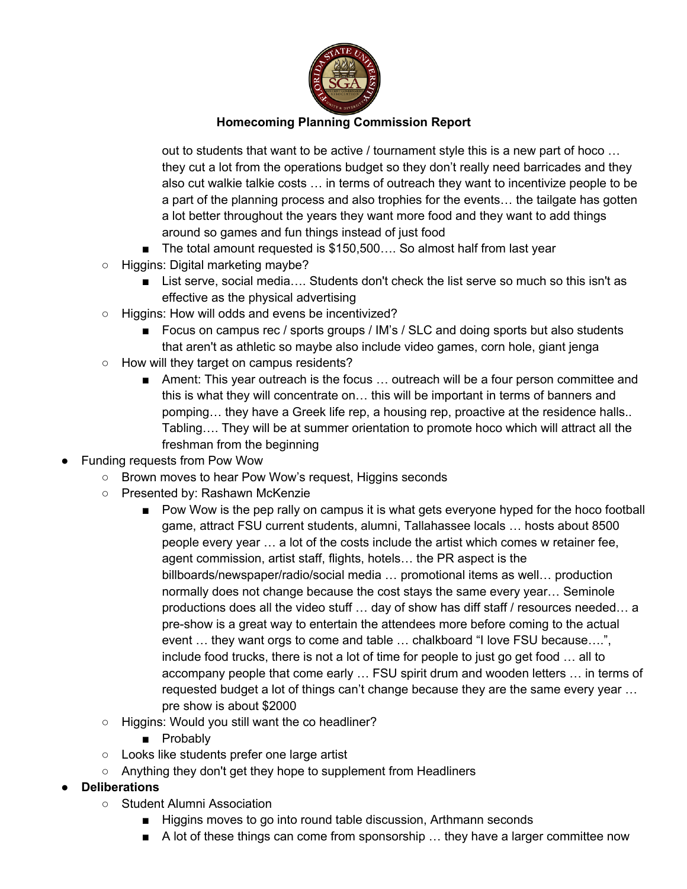## Homecoming Planning Commission Report

    - out to students that want to be active / tournament style this is a new part of hoco … they cut a lot from the operations budget so they don't really need barricades and they also cut walkie talkie costs … in terms of outreach they want to incentivize people to be a part of the planning process and also trophies for the events… the tailgate has gotten a lot better throughout the years they want more food and they want to add things around so games and fun things instead of just food
    - The total amount requested is $150,500…. So almost half from last year
  - Higgins: Digital marketing maybe?
    - List serve, social media…. Students don't check the list serve so much so this isn't as effective as the physical advertising
  - Higgins: How will odds and evens be incentivized?
    - Focus on campus rec / sports groups / IM's / SLC and doing sports but also students that aren't as athletic so maybe also include video games, corn hole, giant jenga
  - How will they target on campus residents?
    - Ament: This year outreach is the focus … outreach will be a four person committee and this is what they will concentrate on… this will be important in terms of banners and pomping… they have a Greek life rep, a housing rep, proactive at the residence halls.. Tabling…. They will be at summer orientation to promote hoco which will attract all the freshman from the beginning
- Funding requests from Pow Wow
  - Brown moves to hear Pow Wow's request, Higgins seconds
  - Presented by: Rashawn McKenzie
    - Pow Wow is the pep rally on campus it is what gets everyone hyped for the hoco football game, attract FSU current students, alumni, Tallahassee locals … hosts about 8500 people every year … a lot of the costs include the artist which comes w retainer fee, agent commission, artist staff, flights, hotels… the PR aspect is the billboards/newspaper/radio/social media … promotional items as well… production normally does not change because the cost stays the same every year… Seminole productions does all the video stuff … day of show has diff staff / resources needed… a pre-show is a great way to entertain the attendees more before coming to the actual event … they want orgs to come and table … chalkboard "I love FSU because….", include food trucks, there is not a lot of time for people to just go get food … all to accompany people that come early … FSU spirit drum and wooden letters … in terms of requested budget a lot of things can't change because they are the same every year … pre show is about $2000
  - Higgins: Would you still want the co headliner?
    - Probably
  - Looks like students prefer one large artist
  - Anything they don't get they hope to supplement from Headliners
- **Deliberations**
  - Student Alumni Association
    - Higgins moves to go into round table discussion, Arthmann seconds
    - A lot of these things can come from sponsorship … they have a larger committee now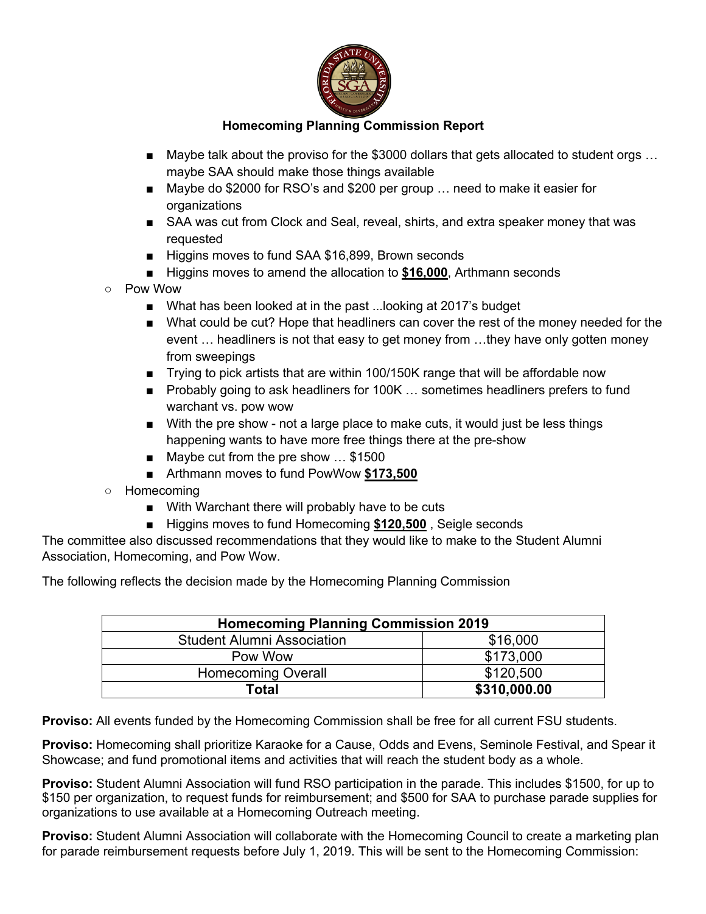**Homecoming Planning Commission Report**

        - Maybe talk about the proviso for the $3000 dollars that gets allocated to student orgs … maybe SAA should make those things available
        - Maybe do $2000 for RSO's and $200 per group … need to make it easier for organizations
        - SAA was cut from Clock and Seal, reveal, shirts, and extra speaker money that was requested
        - Higgins moves to fund SAA $16,899, Brown seconds
        - Higgins moves to amend the allocation to **$16,000**, Arthmann seconds
    - Pow Wow
        - What has been looked at in the past ...looking at 2017's budget
        - What could be cut? Hope that headliners can cover the rest of the money needed for the event … headliners is not that easy to get money from …they have only gotten money from sweepings
        - Trying to pick artists that are within 100/150K range that will be affordable now
        - Probably going to ask headliners for 100K … sometimes headliners prefers to fund warchant vs. pow wow
        - With the pre show - not a large place to make cuts, it would just be less things happening wants to have more free things there at the pre-show
        - Maybe cut from the pre show … $1500
        - Arthmann moves to fund PowWow **$173,500**
    - Homecoming
        - With Warchant there will probably have to be cuts
        - Higgins moves to fund Homecoming **$120,500** , Seigle seconds

The committee also discussed recommendations that they would like to make to the Student Alumni Association, Homecoming, and Pow Wow.

The following reflects the decision made by the Homecoming Planning Commission

| **Homecoming Planning Commission 2019** | |
|---|---|
| Student Alumni Association | $16,000 |
| Pow Wow | $173,000 |
| Homecoming Overall | $120,500 |
| **Total** | **$310,000.00** |

**Proviso:** All events funded by the Homecoming Commission shall be free for all current FSU students.

**Proviso:** Homecoming shall prioritize Karaoke for a Cause, Odds and Evens, Seminole Festival, and Spear it Showcase; and fund promotional items and activities that will reach the student body as a whole.

**Proviso:** Student Alumni Association will fund RSO participation in the parade. This includes $1500, for up to $150 per organization, to request funds for reimbursement; and $500 for SAA to purchase parade supplies for organizations to use available at a Homecoming Outreach meeting.

**Proviso:** Student Alumni Association will collaborate with the Homecoming Council to create a marketing plan for parade reimbursement requests before July 1, 2019. This will be sent to the Homecoming Commission: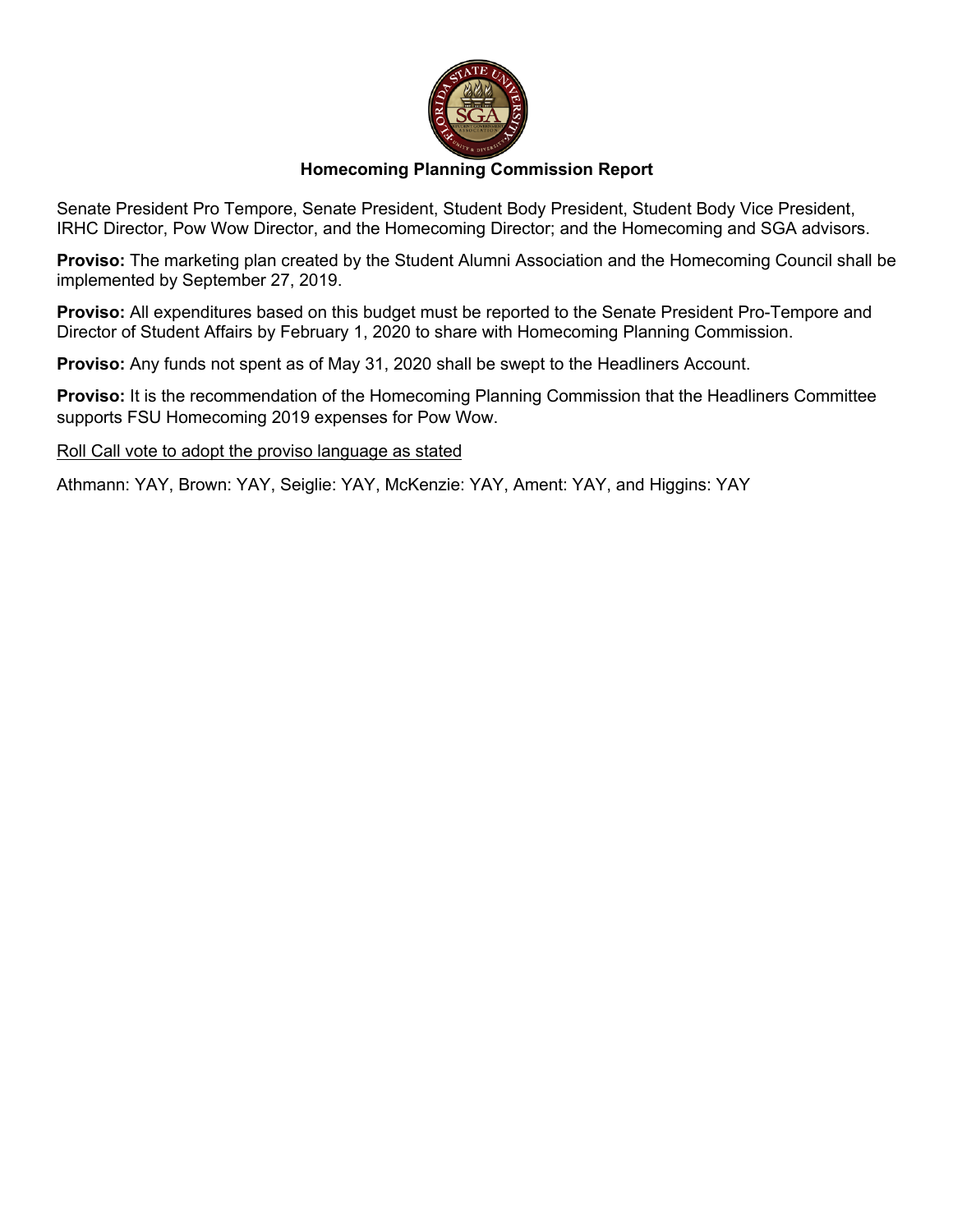### Homecoming Planning Commission Report

Senate President Pro Tempore, Senate President, Student Body President, Student Body Vice President, IRHC Director, Pow Wow Director, and the Homecoming Director; and the Homecoming and SGA advisors.

**Proviso:** The marketing plan created by the Student Alumni Association and the Homecoming Council shall be implemented by September 27, 2019.

**Proviso:** All expenditures based on this budget must be reported to the Senate President Pro-Tempore and Director of Student Affairs by February 1, 2020 to share with Homecoming Planning Commission.

**Proviso:** Any funds not spent as of May 31, 2020 shall be swept to the Headliners Account.

**Proviso:** It is the recommendation of the Homecoming Planning Commission that the Headliners Committee supports FSU Homecoming 2019 expenses for Pow Wow.

<u>Roll Call vote to adopt the proviso language as stated</u>

Athmann: YAY, Brown: YAY, Seiglie: YAY, McKenzie: YAY, Ament: YAY, and Higgins: YAY